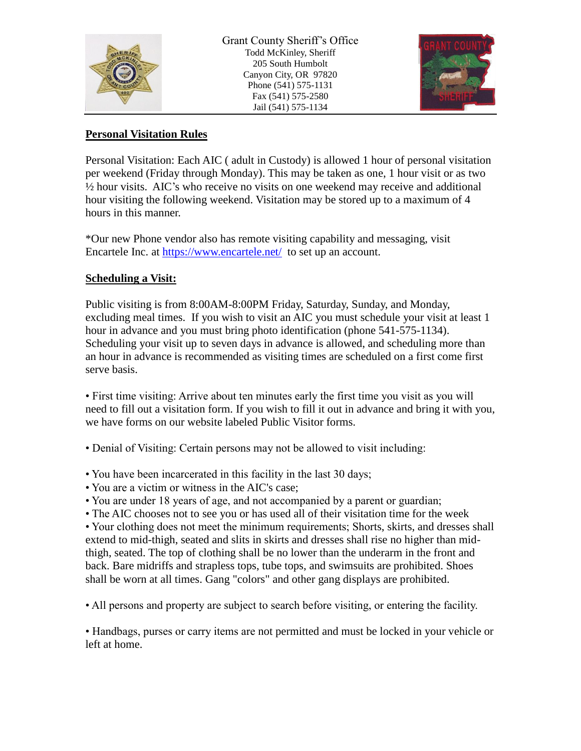Grant County Sheriff's Office
Todd McKinley, Sheriff
205 South Humbolt
Canyon City, OR 97820
Phone (541) 575-1131
Fax (541) 575-2580
Jail (541) 575-1134

## **Personal Visitation Rules**

Personal Visitation: Each AIC ( adult in Custody) is allowed 1 hour of personal visitation per weekend (Friday through Monday). This may be taken as one, 1 hour visit or as two ½ hour visits. AIC's who receive no visits on one weekend may receive and additional hour visiting the following weekend. Visitation may be stored up to a maximum of 4 hours in this manner.

*Our new Phone vendor also has remote visiting capability and messaging, visit Encartele Inc. at [https://www.encartele.net/](https://www.encartele.net/) to set up an account.

## **Scheduling a Visit:**

Public visiting is from 8:00AM-8:00PM Friday, Saturday, Sunday, and Monday, excluding meal times. If you wish to visit an AIC you must schedule your visit at least 1 hour in advance and you must bring photo identification (phone 541-575-1134). Scheduling your visit up to seven days in advance is allowed, and scheduling more than an hour in advance is recommended as visiting times are scheduled on a first come first serve basis.

- First time visiting: Arrive about ten minutes early the first time you visit as you will need to fill out a visitation form. If you wish to fill it out in advance and bring it with you, we have forms on our website labeled Public Visitor forms.

- Denial of Visiting: Certain persons may not be allowed to visit including:

- You have been incarcerated in this facility in the last 30 days;
- You are a victim or witness in the AIC's case;
- You are under 18 years of age, and not accompanied by a parent or guardian;
- The AIC chooses not to see you or has used all of their visitation time for the week
- Your clothing does not meet the minimum requirements; Shorts, skirts, and dresses shall extend to mid-thigh, seated and slits in skirts and dresses shall rise no higher than mid-thigh, seated. The top of clothing shall be no lower than the underarm in the front and back. Bare midriffs and strapless tops, tube tops, and swimsuits are prohibited. Shoes shall be worn at all times. Gang "colors" and other gang displays are prohibited.

- All persons and property are subject to search before visiting, or entering the facility.

- Handbags, purses or carry items are not permitted and must be locked in your vehicle or left at home.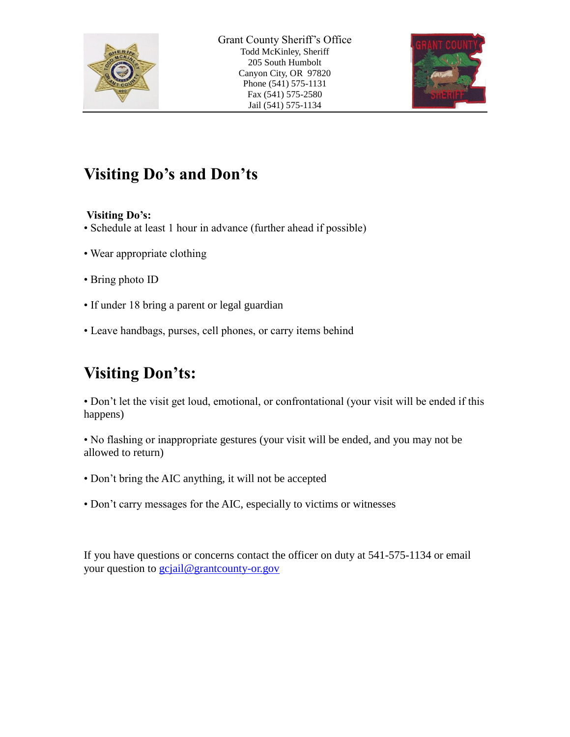Grant County Sheriff's Office
Todd McKinley, Sheriff
205 South Humbolt
Canyon City, OR 97820
Phone (541) 575-1131
Fax (541) 575-2580
Jail (541) 575-1134

# Visiting Do's and Don'ts

**Visiting Do's:**

- Schedule at least 1 hour in advance (further ahead if possible)
- Wear appropriate clothing
- Bring photo ID
- If under 18 bring a parent or legal guardian
- Leave handbags, purses, cell phones, or carry items behind

# Visiting Don'ts:

- Don't let the visit get loud, emotional, or confrontational (your visit will be ended if this happens)
- No flashing or inappropriate gestures (your visit will be ended, and you may not be allowed to return)
- Don't bring the AIC anything, it will not be accepted
- Don't carry messages for the AIC, especially to victims or witnesses

If you have questions or concerns contact the officer on duty at 541-575-1134 or email your question to gcjail@grantcounty-or.gov